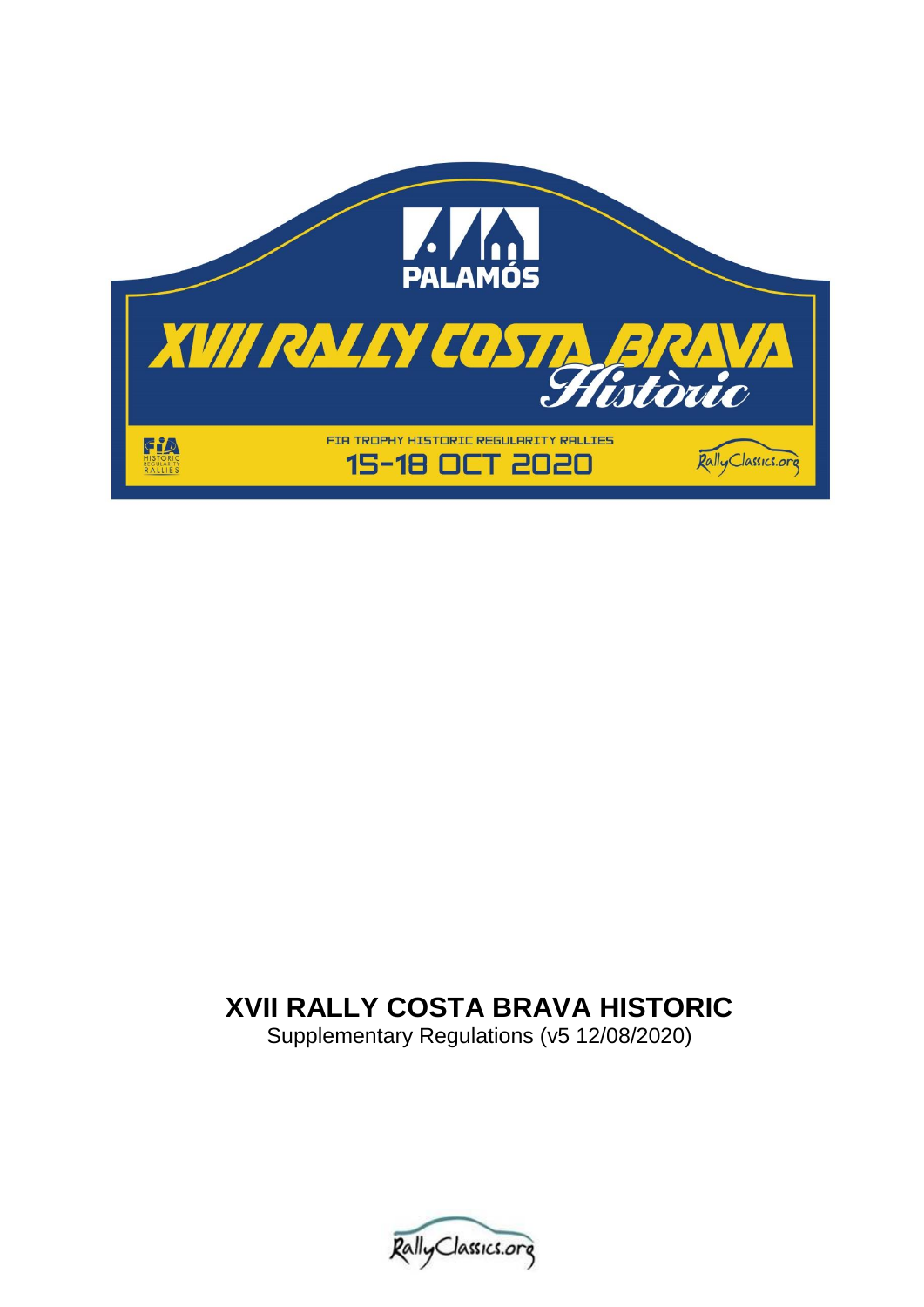# XVII RALLY COSTA BRAVA HISTORIC

Supplementary Regulations (v5 12/08/2020)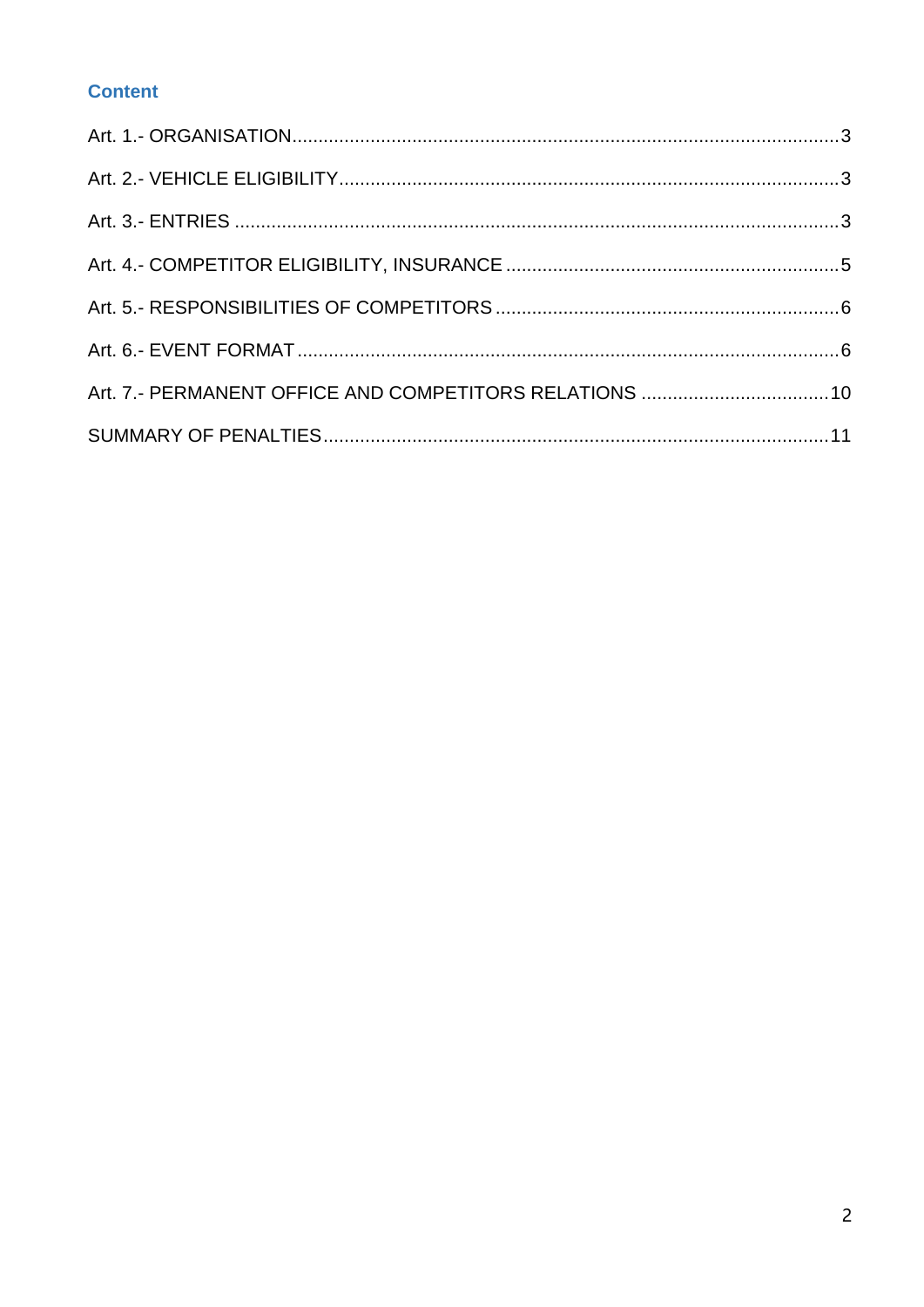## Content

Art. 1.- ORGANISATION........................................................................................................3

Art. 2.- VEHICLE ELIGIBILITY...............................................................................................3

Art. 3.- ENTRIES ...................................................................................................................3

Art. 4.- COMPETITOR ELIGIBILITY, INSURANCE ................................................................5

Art. 5.- RESPONSIBILITIES OF COMPETITORS ..................................................................6

Art. 6.- EVENT FORMAT .......................................................................................................6

Art. 7.- PERMANENT OFFICE AND COMPETITORS RELATIONS ....................................10

SUMMARY OF PENALTIES.................................................................................................11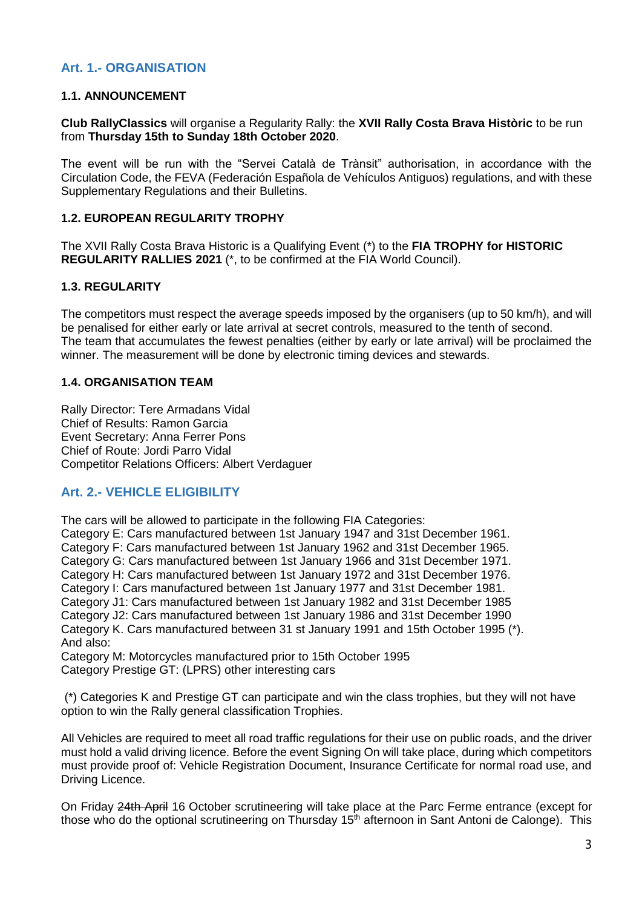## Art. 1.- ORGANISATION

### 1.1. ANNOUNCEMENT

**Club RallyClassics** will organise a Regularity Rally: the **XVII Rally Costa Brava Històric** to be run from **Thursday 15th to Sunday 18th October 2020**.

The event will be run with the "Servei Català de Trànsit" authorisation, in accordance with the Circulation Code, the FEVA (Federación Española de Vehículos Antiguos) regulations, and with these Supplementary Regulations and their Bulletins.

### 1.2. EUROPEAN REGULARITY TROPHY

The XVII Rally Costa Brava Historic is a Qualifying Event (*) to the **FIA TROPHY for HISTORIC REGULARITY RALLIES 2021** (*, to be confirmed at the FIA World Council).

### 1.3. REGULARITY

The competitors must respect the average speeds imposed by the organisers (up to 50 km/h), and will be penalised for either early or late arrival at secret controls, measured to the tenth of second.
The team that accumulates the fewest penalties (either by early or late arrival) will be proclaimed the winner. The measurement will be done by electronic timing devices and stewards.

### 1.4. ORGANISATION TEAM

Rally Director: Tere Armadans Vidal
Chief of Results: Ramon Garcia
Event Secretary: Anna Ferrer Pons
Chief of Route: Jordi Parro Vidal
Competitor Relations Officers: Albert Verdaguer

## Art. 2.- VEHICLE ELIGIBILITY

The cars will be allowed to participate in the following FIA Categories:
Category E: Cars manufactured between 1st January 1947 and 31st December 1961.
Category F: Cars manufactured between 1st January 1962 and 31st December 1965.
Category G: Cars manufactured between 1st January 1966 and 31st December 1971.
Category H: Cars manufactured between 1st January 1972 and 31st December 1976.
Category I: Cars manufactured between 1st January 1977 and 31st December 1981.
Category J1: Cars manufactured between 1st January 1982 and 31st December 1985
Category J2: Cars manufactured between 1st January 1986 and 31st December 1990
Category K. Cars manufactured between 31 st January 1991 and 15th October 1995 (*).
And also:
Category M: Motorcycles manufactured prior to 15th October 1995
Category Prestige GT: (LPRS) other interesting cars

(*) Categories K and Prestige GT can participate and win the class trophies, but they will not have option to win the Rally general classification Trophies.

All Vehicles are required to meet all road traffic regulations for their use on public roads, and the driver must hold a valid driving licence. Before the event Signing On will take place, during which competitors must provide proof of: Vehicle Registration Document, Insurance Certificate for normal road use, and Driving Licence.

On Friday ~~24th April~~ 16 October scrutineering will take place at the Parc Ferme entrance (except for those who do the optional scrutineering on Thursday 15th afternoon in Sant Antoni de Calonge). This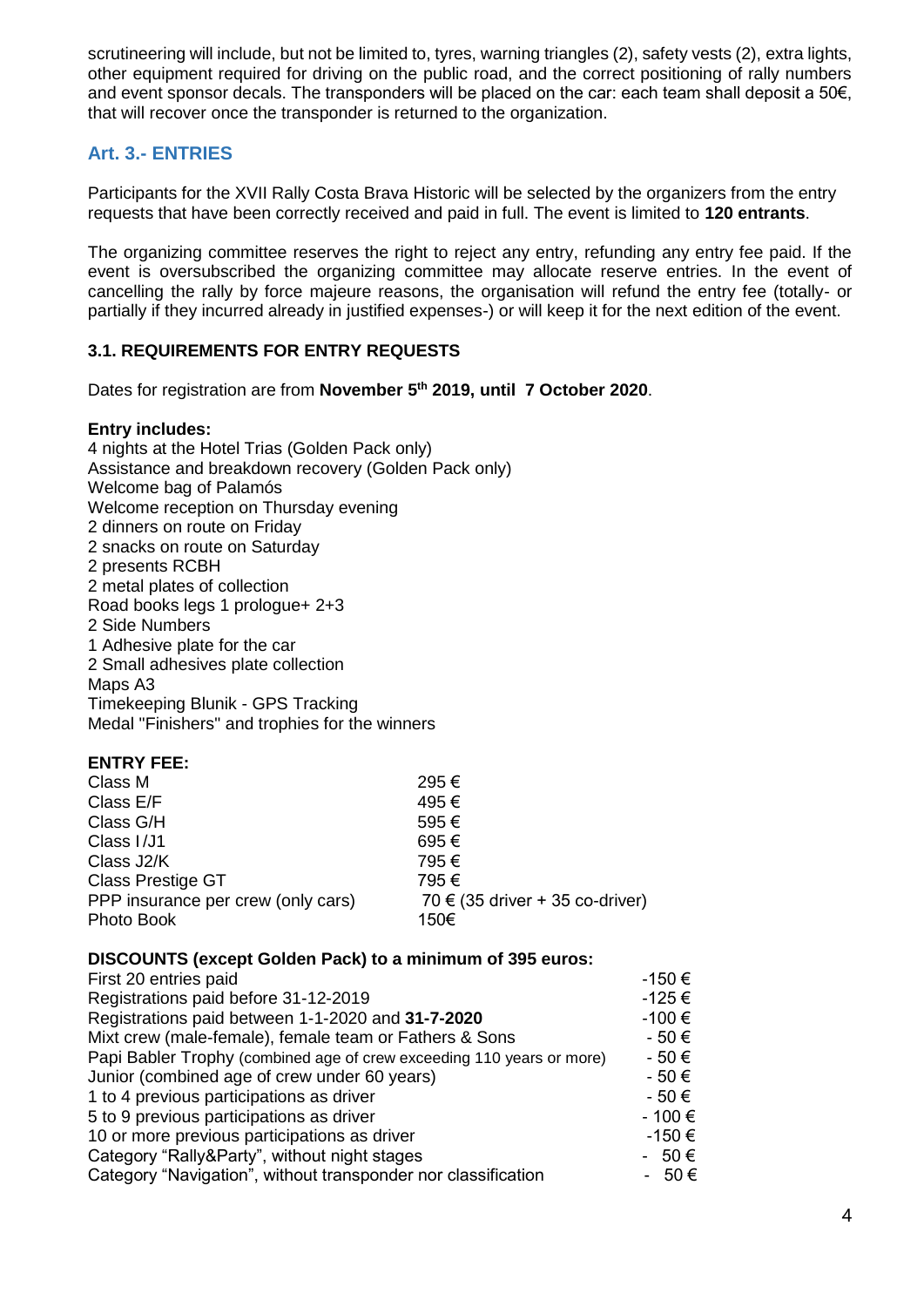scrutineering will include, but not be limited to, tyres, warning triangles (2), safety vests (2), extra lights, other equipment required for driving on the public road, and the correct positioning of rally numbers and event sponsor decals. The transponders will be placed on the car: each team shall deposit a 50€, that will recover once the transponder is returned to the organization.

## Art. 3.- ENTRIES

Participants for the XVII Rally Costa Brava Historic will be selected by the organizers from the entry requests that have been correctly received and paid in full. The event is limited to **120 entrants**.

The organizing committee reserves the right to reject any entry, refunding any entry fee paid. If the event is oversubscribed the organizing committee may allocate reserve entries. In the event of cancelling the rally by force majeure reasons, the organisation will refund the entry fee (totally- or partially if they incurred already in justified expenses-) or will keep it for the next edition of the event.

### 3.1. REQUIREMENTS FOR ENTRY REQUESTS

Dates for registration are from **November 5th 2019, until 7 October 2020**.

**Entry includes:**

4 nights at the Hotel Trias (Golden Pack only)
Assistance and breakdown recovery (Golden Pack only)
Welcome bag of Palamós
Welcome reception on Thursday evening
2 dinners on route on Friday
2 snacks on route on Saturday
2 presents RCBH
2 metal plates of collection
Road books legs 1 prologue+ 2+3
2 Side Numbers
1 Adhesive plate for the car
2 Small adhesives plate collection
Maps A3
Timekeeping Blunik - GPS Tracking
Medal "Finishers" and trophies for the winners

**ENTRY FEE:**

| | |
|---|---|
| Class M | 295 € |
| Class E/F | 495 € |
| Class G/H | 595 € |
| Class I/J1 | 695 € |
| Class J2/K | 795 € |
| Class Prestige GT | 795 € |
| PPP insurance per crew (only cars) | 70 € (35 driver + 35 co-driver) |
| Photo Book | 150€ |

**DISCOUNTS (except Golden Pack) to a minimum of 395 euros:**

| | |
|---|---|
| First 20 entries paid | -150 € |
| Registrations paid before 31-12-2019 | -125 € |
| Registrations paid between 1-1-2020 and **31-7-2020** | -100 € |
| Mixt crew (male-female), female team or Fathers & Sons | - 50 € |
| Papi Babler Trophy (combined age of crew exceeding 110 years or more) | - 50 € |
| Junior (combined age of crew under 60 years) | - 50 € |
| 1 to 4 previous participations as driver | - 50 € |
| 5 to 9 previous participations as driver | - 100 € |
| 10 or more previous participations as driver | -150 € |
| Category "Rally&Party", without night stages | - 50 € |
| Category "Navigation", without transponder nor classification | - 50 € |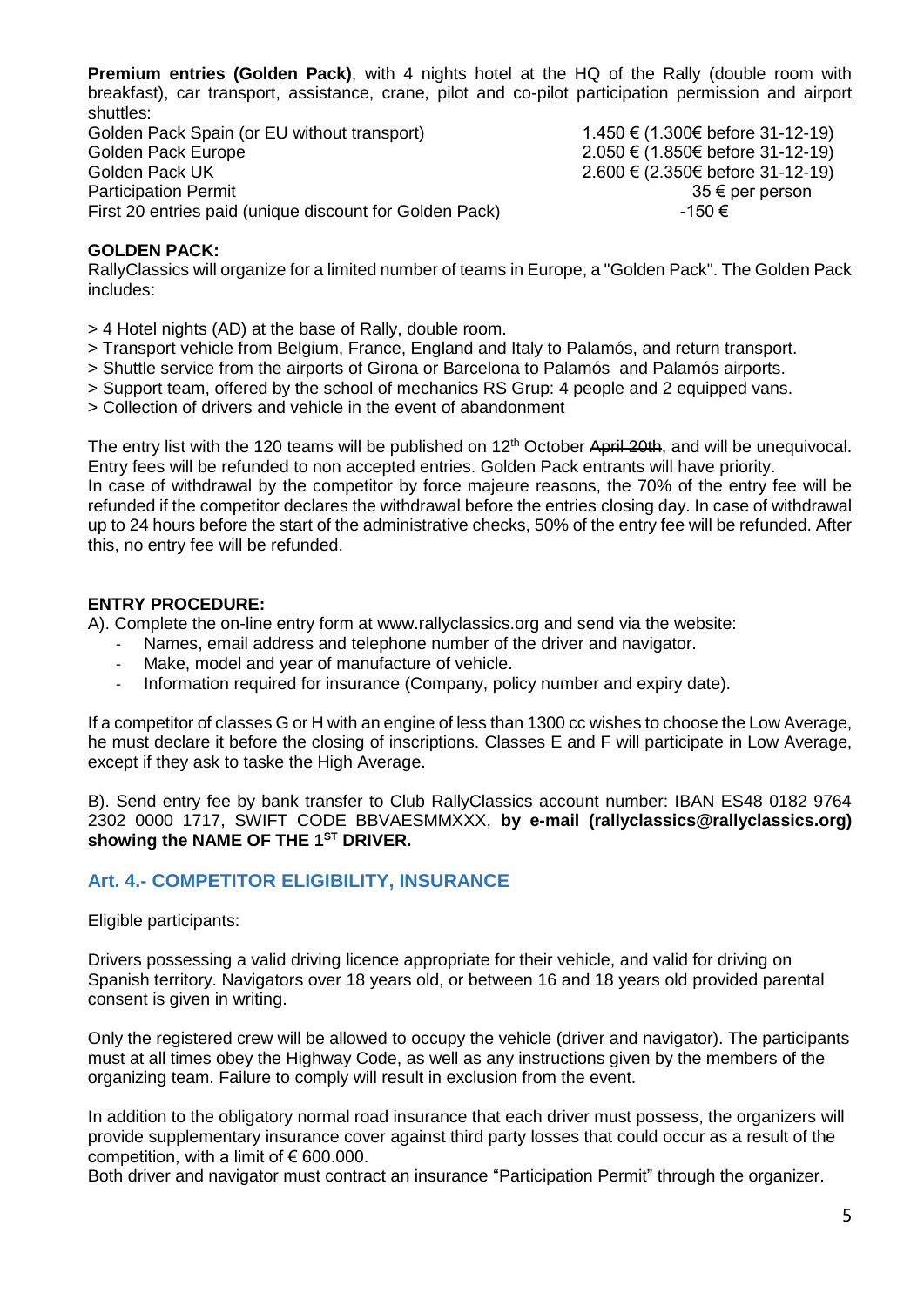**Premium entries (Golden Pack)**, with 4 nights hotel at the HQ of the Rally (double room with breakfast), car transport, assistance, crane, pilot and co-pilot participation permission and airport shuttles:

| | |
|---|---|
| Golden Pack Spain (or EU without transport) | 1.450 € (1.300€ before 31-12-19) |
| Golden Pack Europe | 2.050 € (1.850€ before 31-12-19) |
| Golden Pack UK | 2.600 € (2.350€ before 31-12-19) |
| Participation Permit | 35 € per person |
| First 20 entries paid (unique discount for Golden Pack) | -150 € |

**GOLDEN PACK:**

RallyClassics will organize for a limited number of teams in Europe, a "Golden Pack". The Golden Pack includes:

> 4 Hotel nights (AD) at the base of Rally, double room.
> Transport vehicle from Belgium, France, England and Italy to Palamós, and return transport.
> Shuttle service from the airports of Girona or Barcelona to Palamós and Palamós airports.
> Support team, offered by the school of mechanics RS Grup: 4 people and 2 equipped vans.
> Collection of drivers and vehicle in the event of abandonment

The entry list with the 120 teams will be published on 12th October ~~April 20th~~, and will be unequivocal. Entry fees will be refunded to non accepted entries. Golden Pack entrants will have priority.
In case of withdrawal by the competitor by force majeure reasons, the 70% of the entry fee will be refunded if the competitor declares the withdrawal before the entries closing day. In case of withdrawal up to 24 hours before the start of the administrative checks, 50% of the entry fee will be refunded. After this, no entry fee will be refunded.

**ENTRY PROCEDURE:**

A). Complete the on-line entry form at www.rallyclassics.org and send via the website:

- Names, email address and telephone number of the driver and navigator.
- Make, model and year of manufacture of vehicle.
- Information required for insurance (Company, policy number and expiry date).

If a competitor of classes G or H with an engine of less than 1300 cc wishes to choose the Low Average, he must declare it before the closing of inscriptions. Classes E and F will participate in Low Average, except if they ask to taske the High Average.

B). Send entry fee by bank transfer to Club RallyClassics account number: IBAN ES48 0182 9764 2302 0000 1717, SWIFT CODE BBVAESMMXXX, **by e-mail (rallyclassics@rallyclassics.org) showing the NAME OF THE 1ST DRIVER.**

## Art. 4.- COMPETITOR ELIGIBILITY, INSURANCE

Eligible participants:

Drivers possessing a valid driving licence appropriate for their vehicle, and valid for driving on Spanish territory. Navigators over 18 years old, or between 16 and 18 years old provided parental consent is given in writing.

Only the registered crew will be allowed to occupy the vehicle (driver and navigator). The participants must at all times obey the Highway Code, as well as any instructions given by the members of the organizing team. Failure to comply will result in exclusion from the event.

In addition to the obligatory normal road insurance that each driver must possess, the organizers will provide supplementary insurance cover against third party losses that could occur as a result of the competition, with a limit of € 600.000.
Both driver and navigator must contract an insurance "Participation Permit" through the organizer.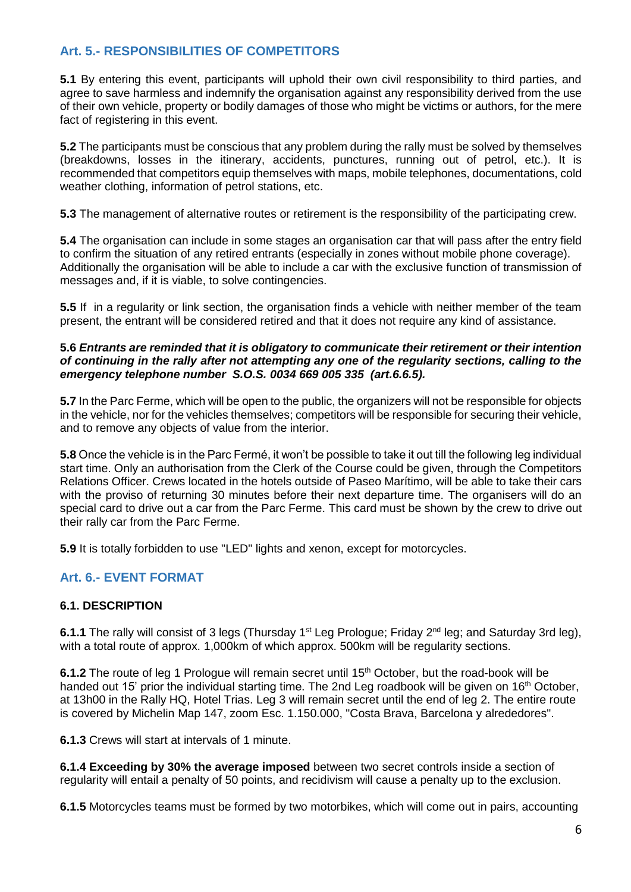## Art. 5.- RESPONSIBILITIES OF COMPETITORS

**5.1** By entering this event, participants will uphold their own civil responsibility to third parties, and agree to save harmless and indemnify the organisation against any responsibility derived from the use of their own vehicle, property or bodily damages of those who might be victims or authors, for the mere fact of registering in this event.

**5.2** The participants must be conscious that any problem during the rally must be solved by themselves (breakdowns, losses in the itinerary, accidents, punctures, running out of petrol, etc.). It is recommended that competitors equip themselves with maps, mobile telephones, documentations, cold weather clothing, information of petrol stations, etc.

**5.3** The management of alternative routes or retirement is the responsibility of the participating crew.

**5.4** The organisation can include in some stages an organisation car that will pass after the entry field to confirm the situation of any retired entrants (especially in zones without mobile phone coverage). Additionally the organisation will be able to include a car with the exclusive function of transmission of messages and, if it is viable, to solve contingencies.

**5.5** If in a regularity or link section, the organisation finds a vehicle with neither member of the team present, the entrant will be considered retired and that it does not require any kind of assistance.

**5.6** ***Entrants are reminded that it is obligatory to communicate their retirement or their intention of continuing in the rally after not attempting any one of the regularity sections, calling to the emergency telephone number S.O.S. 0034 669 005 335 (art.6.6.5).***

**5.7** In the Parc Ferme, which will be open to the public, the organizers will not be responsible for objects in the vehicle, nor for the vehicles themselves; competitors will be responsible for securing their vehicle, and to remove any objects of value from the interior.

**5.8** Once the vehicle is in the Parc Fermé, it won't be possible to take it out till the following leg individual start time. Only an authorisation from the Clerk of the Course could be given, through the Competitors Relations Officer. Crews located in the hotels outside of Paseo Marítimo, will be able to take their cars with the proviso of returning 30 minutes before their next departure time. The organisers will do an special card to drive out a car from the Parc Ferme. This card must be shown by the crew to drive out their rally car from the Parc Ferme.

**5.9** It is totally forbidden to use "LED" lights and xenon, except for motorcycles.

## Art. 6.- EVENT FORMAT

### 6.1. DESCRIPTION

**6.1.1** The rally will consist of 3 legs (Thursday 1st Leg Prologue; Friday 2nd leg; and Saturday 3rd leg), with a total route of approx. 1,000km of which approx. 500km will be regularity sections.

**6.1.2** The route of leg 1 Prologue will remain secret until 15th October, but the road-book will be handed out 15' prior the individual starting time. The 2nd Leg roadbook will be given on 16th October, at 13h00 in the Rally HQ, Hotel Trias. Leg 3 will remain secret until the end of leg 2. The entire route is covered by Michelin Map 147, zoom Esc. 1.150.000, "Costa Brava, Barcelona y alrededores".

**6.1.3** Crews will start at intervals of 1 minute.

**6.1.4 Exceeding by 30% the average imposed** between two secret controls inside a section of regularity will entail a penalty of 50 points, and recidivism will cause a penalty up to the exclusion.

**6.1.5** Motorcycles teams must be formed by two motorbikes, which will come out in pairs, accounting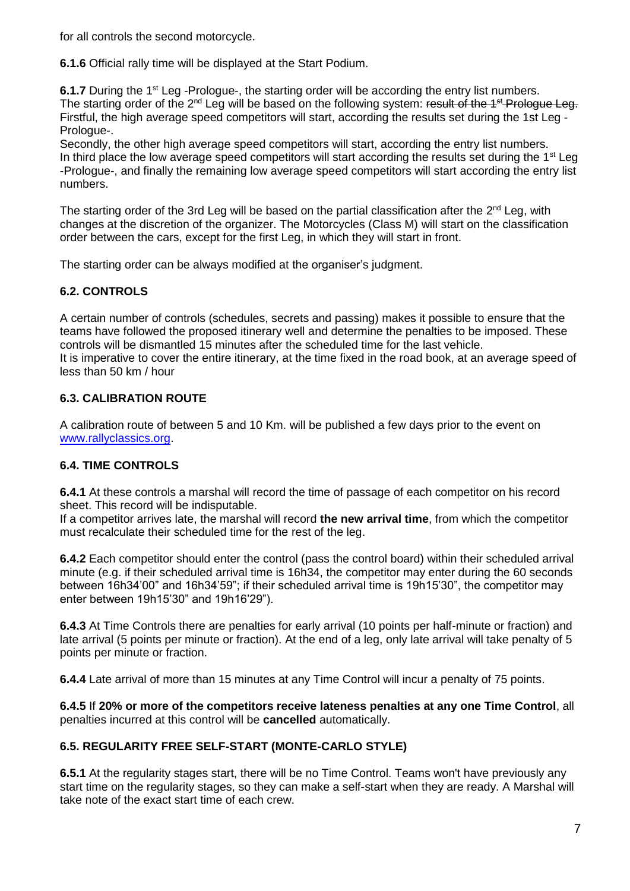for all controls the second motorcycle.

**6.1.6** Official rally time will be displayed at the Start Podium.

**6.1.7** During the 1st Leg -Prologue-, the starting order will be according the entry list numbers.
The starting order of the 2nd Leg will be based on the following system: ~~result of the 1st Prologue Leg.~~
Firstful, the high average speed competitors will start, according the results set during the 1st Leg -Prologue-.
Secondly, the other high average speed competitors will start, according the entry list numbers.
In third place the low average speed competitors will start according the results set during the 1st Leg -Prologue-, and finally the remaining low average speed competitors will start according the entry list numbers.

The starting order of the 3rd Leg will be based on the partial classification after the 2nd Leg, with changes at the discretion of the organizer. The Motorcycles (Class M) will start on the classification order between the cars, except for the first Leg, in which they will start in front.

The starting order can be always modified at the organiser's judgment.

### 6.2. CONTROLS

A certain number of controls (schedules, secrets and passing) makes it possible to ensure that the teams have followed the proposed itinerary well and determine the penalties to be imposed. These controls will be dismantled 15 minutes after the scheduled time for the last vehicle.
It is imperative to cover the entire itinerary, at the time fixed in the road book, at an average speed of less than 50 km / hour

### 6.3. CALIBRATION ROUTE

A calibration route of between 5 and 10 Km. will be published a few days prior to the event on [www.rallyclassics.org](www.rallyclassics.org).

### 6.4. TIME CONTROLS

**6.4.1** At these controls a marshal will record the time of passage of each competitor on his record sheet. This record will be indisputable.
If a competitor arrives late, the marshal will record **the new arrival time**, from which the competitor must recalculate their scheduled time for the rest of the leg.

**6.4.2** Each competitor should enter the control (pass the control board) within their scheduled arrival minute (e.g. if their scheduled arrival time is 16h34, the competitor may enter during the 60 seconds between 16h34'00" and 16h34'59"; if their scheduled arrival time is 19h15'30", the competitor may enter between 19h15'30" and 19h16'29").

**6.4.3** At Time Controls there are penalties for early arrival (10 points per half-minute or fraction) and late arrival (5 points per minute or fraction). At the end of a leg, only late arrival will take penalty of 5 points per minute or fraction.

**6.4.4** Late arrival of more than 15 minutes at any Time Control will incur a penalty of 75 points.

**6.4.5** If **20% or more of the competitors receive lateness penalties at any one Time Control**, all penalties incurred at this control will be **cancelled** automatically.

### 6.5. REGULARITY FREE SELF-START (MONTE-CARLO STYLE)

**6.5.1** At the regularity stages start, there will be no Time Control. Teams won't have previously any start time on the regularity stages, so they can make a self-start when they are ready. A Marshal will take note of the exact start time of each crew.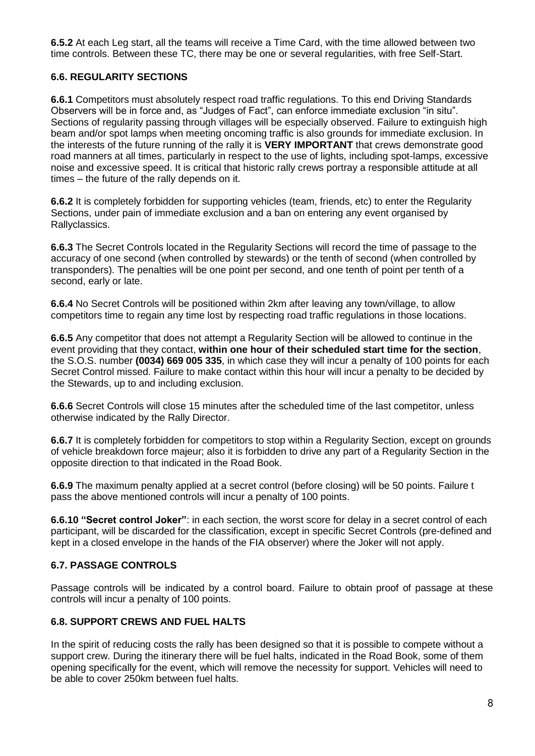**6.5.2** At each Leg start, all the teams will receive a Time Card, with the time allowed between two time controls. Between these TC, there may be one or several regularities, with free Self-Start.

### 6.6. REGULARITY SECTIONS

**6.6.1** Competitors must absolutely respect road traffic regulations. To this end Driving Standards Observers will be in force and, as "Judges of Fact", can enforce immediate exclusion "in situ". Sections of regularity passing through villages will be especially observed. Failure to extinguish high beam and/or spot lamps when meeting oncoming traffic is also grounds for immediate exclusion. In the interests of the future running of the rally it is **VERY IMPORTANT** that crews demonstrate good road manners at all times, particularly in respect to the use of lights, including spot-lamps, excessive noise and excessive speed. It is critical that historic rally crews portray a responsible attitude at all times – the future of the rally depends on it.

**6.6.2** It is completely forbidden for supporting vehicles (team, friends, etc) to enter the Regularity Sections, under pain of immediate exclusion and a ban on entering any event organised by Rallyclassics.

**6.6.3** The Secret Controls located in the Regularity Sections will record the time of passage to the accuracy of one second (when controlled by stewards) or the tenth of second (when controlled by transponders). The penalties will be one point per second, and one tenth of point per tenth of a second, early or late.

**6.6.4** No Secret Controls will be positioned within 2km after leaving any town/village, to allow competitors time to regain any time lost by respecting road traffic regulations in those locations.

**6.6.5** Any competitor that does not attempt a Regularity Section will be allowed to continue in the event providing that they contact, **within one hour of their scheduled start time for the section**, the S.O.S. number **(0034) 669 005 335**, in which case they will incur a penalty of 100 points for each Secret Control missed. Failure to make contact within this hour will incur a penalty to be decided by the Stewards, up to and including exclusion.

**6.6.6** Secret Controls will close 15 minutes after the scheduled time of the last competitor, unless otherwise indicated by the Rally Director.

**6.6.7** It is completely forbidden for competitors to stop within a Regularity Section, except on grounds of vehicle breakdown force majeur; also it is forbidden to drive any part of a Regularity Section in the opposite direction to that indicated in the Road Book.

**6.6.9** The maximum penalty applied at a secret control (before closing) will be 50 points. Failure t pass the above mentioned controls will incur a penalty of 100 points.

**6.6.10 "Secret control Joker"**: in each section, the worst score for delay in a secret control of each participant, will be discarded for the classification, except in specific Secret Controls (pre-defined and kept in a closed envelope in the hands of the FIA observer) where the Joker will not apply.

### 6.7. PASSAGE CONTROLS

Passage controls will be indicated by a control board. Failure to obtain proof of passage at these controls will incur a penalty of 100 points.

### 6.8. SUPPORT CREWS AND FUEL HALTS

In the spirit of reducing costs the rally has been designed so that it is possible to compete without a support crew. During the itinerary there will be fuel halts, indicated in the Road Book, some of them opening specifically for the event, which will remove the necessity for support. Vehicles will need to be able to cover 250km between fuel halts.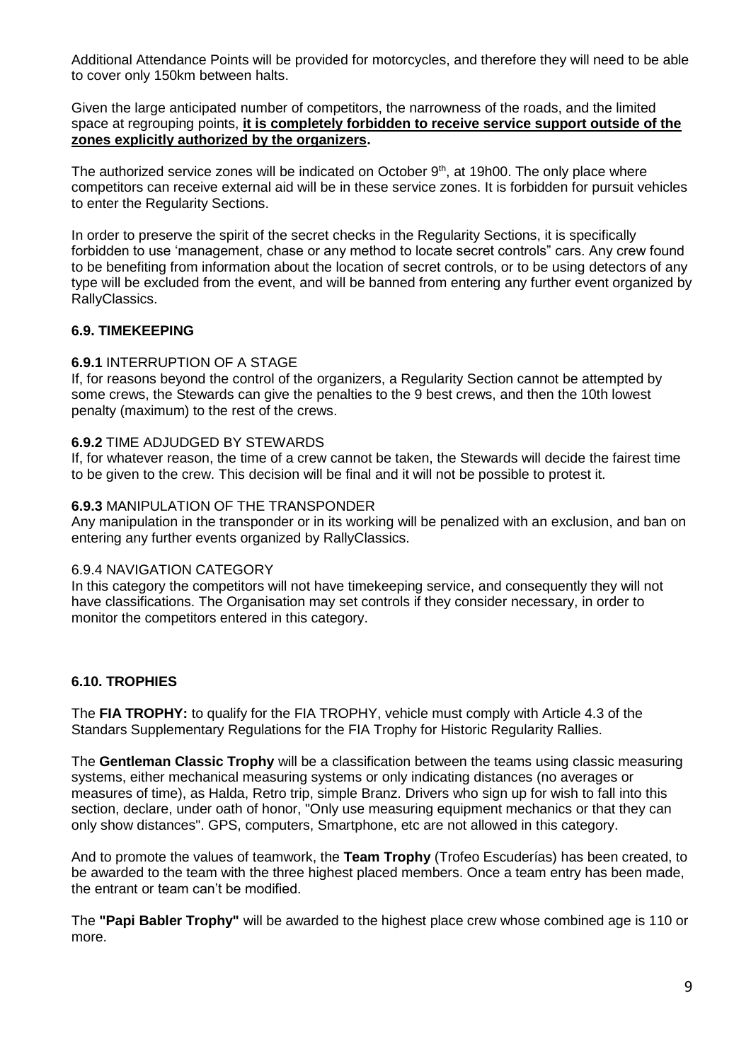Additional Attendance Points will be provided for motorcycles, and therefore they will need to be able to cover only 150km between halts.

Given the large anticipated number of competitors, the narrowness of the roads, and the limited space at regrouping points, **it is completely forbidden to receive service support outside of the zones explicitly authorized by the organizers.**

The authorized service zones will be indicated on October 9th, at 19h00. The only place where competitors can receive external aid will be in these service zones. It is forbidden for pursuit vehicles to enter the Regularity Sections.

In order to preserve the spirit of the secret checks in the Regularity Sections, it is specifically forbidden to use 'management, chase or any method to locate secret controls" cars. Any crew found to be benefiting from information about the location of secret controls, or to be using detectors of any type will be excluded from the event, and will be banned from entering any further event organized by RallyClassics.

### 6.9. TIMEKEEPING

**6.9.1** INTERRUPTION OF A STAGE
If, for reasons beyond the control of the organizers, a Regularity Section cannot be attempted by some crews, the Stewards can give the penalties to the 9 best crews, and then the 10th lowest penalty (maximum) to the rest of the crews.

**6.9.2** TIME ADJUDGED BY STEWARDS
If, for whatever reason, the time of a crew cannot be taken, the Stewards will decide the fairest time to be given to the crew. This decision will be final and it will not be possible to protest it.

**6.9.3** MANIPULATION OF THE TRANSPONDER
Any manipulation in the transponder or in its working will be penalized with an exclusion, and ban on entering any further events organized by RallyClassics.

6.9.4 NAVIGATION CATEGORY
In this category the competitors will not have timekeeping service, and consequently they will not have classifications. The Organisation may set controls if they consider necessary, in order to monitor the competitors entered in this category.

### 6.10. TROPHIES

The **FIA TROPHY:** to qualify for the FIA TROPHY, vehicle must comply with Article 4.3 of the Standars Supplementary Regulations for the FIA Trophy for Historic Regularity Rallies.

The **Gentleman Classic Trophy** will be a classification between the teams using classic measuring systems, either mechanical measuring systems or only indicating distances (no averages or measures of time), as Halda, Retro trip, simple Branz. Drivers who sign up for wish to fall into this section, declare, under oath of honor, "Only use measuring equipment mechanics or that they can only show distances". GPS, computers, Smartphone, etc are not allowed in this category.

And to promote the values of teamwork, the **Team Trophy** (Trofeo Escuderías) has been created, to be awarded to the team with the three highest placed members. Once a team entry has been made, the entrant or team can't be modified.

The **"Papi Babler Trophy"** will be awarded to the highest place crew whose combined age is 110 or more.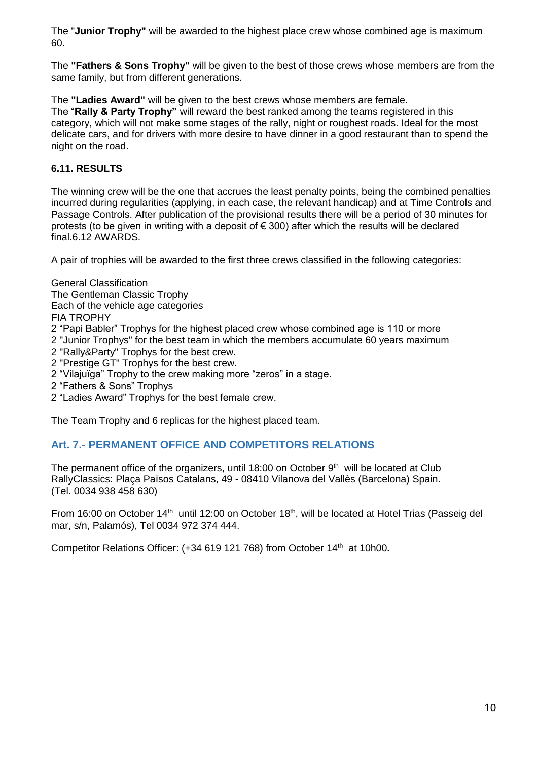The "**Junior Trophy"** will be awarded to the highest place crew whose combined age is maximum 60.

The **"Fathers & Sons Trophy"** will be given to the best of those crews whose members are from the same family, but from different generations.

The **"Ladies Award"** will be given to the best crews whose members are female.
The "**Rally & Party Trophy"** will reward the best ranked among the teams registered in this category, which will not make some stages of the rally, night or roughest roads. Ideal for the most delicate cars, and for drivers with more desire to have dinner in a good restaurant than to spend the night on the road.

### 6.11. RESULTS

The winning crew will be the one that accrues the least penalty points, being the combined penalties incurred during regularities (applying, in each case, the relevant handicap) and at Time Controls and Passage Controls. After publication of the provisional results there will be a period of 30 minutes for protests (to be given in writing with a deposit of € 300) after which the results will be declared final.6.12 AWARDS.

A pair of trophies will be awarded to the first three crews classified in the following categories:

General Classification
The Gentleman Classic Trophy
Each of the vehicle age categories
FIA TROPHY
2 "Papi Babler" Trophys for the highest placed crew whose combined age is 110 or more
2 "Junior Trophys" for the best team in which the members accumulate 60 years maximum
2 "Rally&Party" Trophys for the best crew.
2 "Prestige GT" Trophys for the best crew.
2 "Vilajuïga" Trophy to the crew making more "zeros" in a stage.
2 "Fathers & Sons" Trophys
2 "Ladies Award" Trophys for the best female crew.

The Team Trophy and 6 replicas for the highest placed team.

## Art. 7.- PERMANENT OFFICE AND COMPETITORS RELATIONS

The permanent office of the organizers, until 18:00 on October 9th will be located at Club RallyClassics: Plaça Països Catalans, 49 - 08410 Vilanova del Vallès (Barcelona) Spain. (Tel. 0034 938 458 630)

From 16:00 on October 14th until 12:00 on October 18th, will be located at Hotel Trias (Passeig del mar, s/n, Palamós), Tel 0034 972 374 444.

Competitor Relations Officer: (+34 619 121 768) from October 14th at 10h00**.**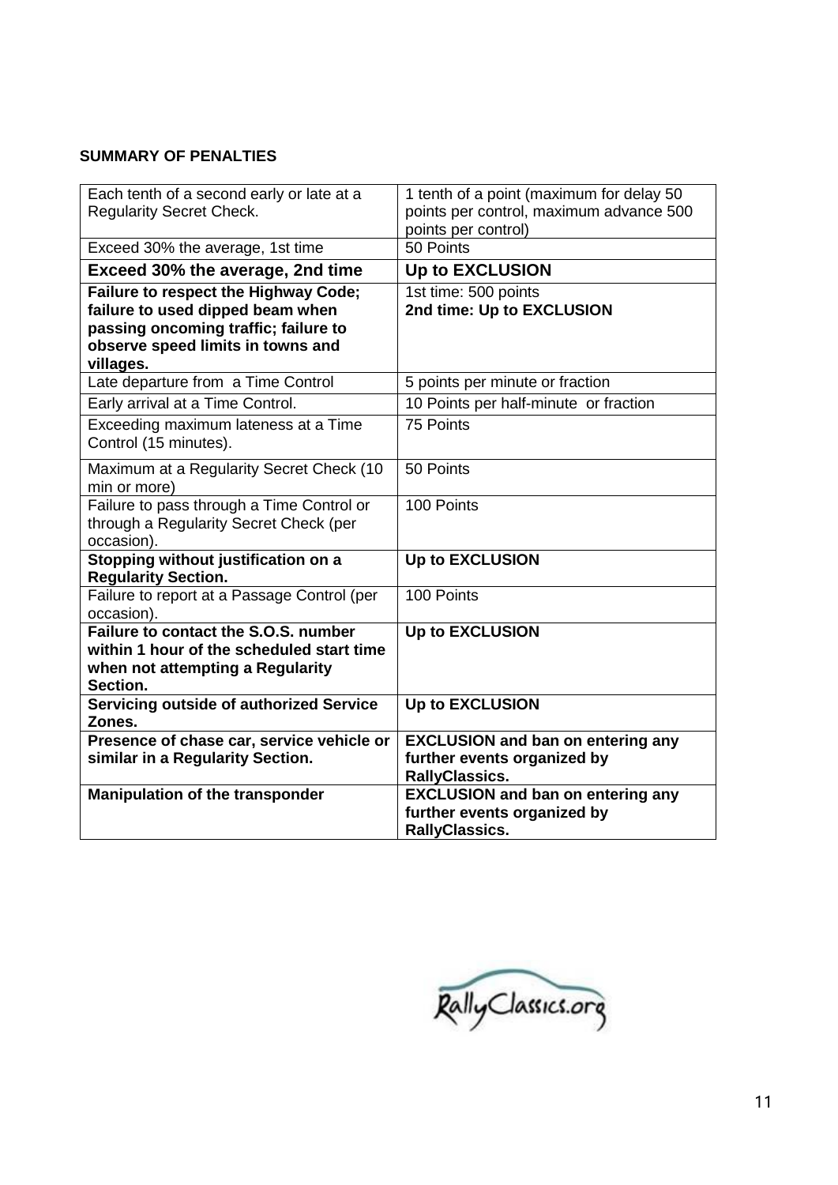**SUMMARY OF PENALTIES**

| | |
|---|---|
| Each tenth of a second early or late at a Regularity Secret Check. | 1 tenth of a point (maximum for delay 50 points per control, maximum advance 500 points per control) |
| Exceed 30% the average, 1st time | 50 Points |
| **Exceed 30% the average, 2nd time** | **Up to EXCLUSION** |
| **Failure to respect the Highway Code; failure to used dipped beam when passing oncoming traffic; failure to observe speed limits in towns and villages.** | 1st time: 500 points **2nd time: Up to EXCLUSION** |
| Late departure from a Time Control | 5 points per minute or fraction |
| Early arrival at a Time Control. | 10 Points per half-minute or fraction |
| Exceeding maximum lateness at a Time Control (15 minutes). | 75 Points |
| Maximum at a Regularity Secret Check (10 min or more) | 50 Points |
| Failure to pass through a Time Control or through a Regularity Secret Check (per occasion). | 100 Points |
| **Stopping without justification on a Regularity Section.** | **Up to EXCLUSION** |
| Failure to report at a Passage Control (per occasion). | 100 Points |
| **Failure to contact the S.O.S. number within 1 hour of the scheduled start time when not attempting a Regularity Section.** | **Up to EXCLUSION** |
| **Servicing outside of authorized Service Zones.** | **Up to EXCLUSION** |
| **Presence of chase car, service vehicle or similar in a Regularity Section.** | **EXCLUSION and ban on entering any further events organized by RallyClassics.** |
| **Manipulation of the transponder** | **EXCLUSION and ban on entering any further events organized by RallyClassics.** |

RallyClassics.org